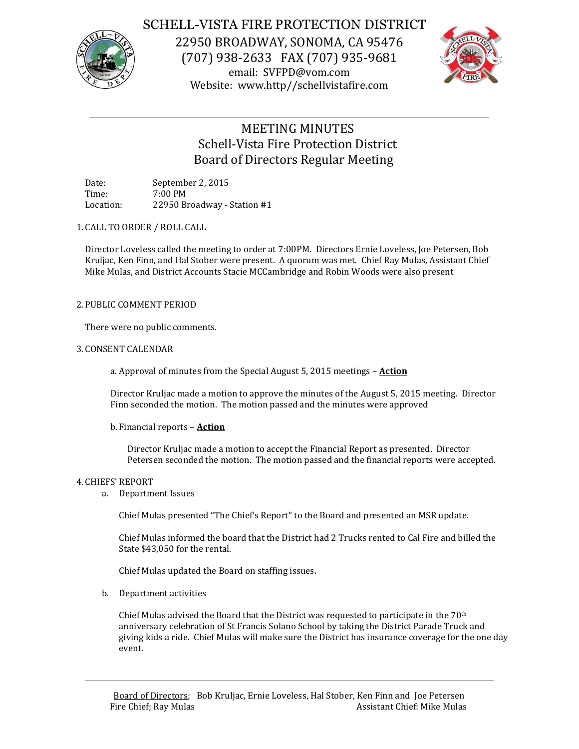SCHELL-VISTA FIRE PROTECTION DISTRICT
22950 BROADWAY, SONOMA, CA 95476
(707) 938-2633 FAX (707) 935-9681
email: SVFPD@vom.com
Website: www.http//schellvistafire.com

---

# MEETING MINUTES
## Schell-Vista Fire Protection District
## Board of Directors Regular Meeting

Date: September 2, 2015
Time: 7:00 PM
Location: 22950 Broadway - Station #1

1. CALL TO ORDER / ROLL CALL

Director Loveless called the meeting to order at 7:00PM. Directors Ernie Loveless, Joe Petersen, Bob Kruljac, Ken Finn, and Hal Stober were present. A quorum was met. Chief Ray Mulas, Assistant Chief Mike Mulas, and District Accounts Stacie MCCambridge and Robin Woods were also present

2. PUBLIC COMMENT PERIOD

There were no public comments.

3. CONSENT CALENDAR

a. Approval of minutes from the Special August 5, 2015 meetings – **Action**

Director Kruljac made a motion to approve the minutes of the August 5, 2015 meeting. Director Finn seconded the motion. The motion passed and the minutes were approved

b. Financial reports – **Action**

Director Kruljac made a motion to accept the Financial Report as presented. Director Petersen seconded the motion. The motion passed and the financial reports were accepted.

4. CHIEFS' REPORT

a. Department Issues

Chief Mulas presented "The Chief's Report" to the Board and presented an MSR update.

Chief Mulas informed the board that the District had 2 Trucks rented to Cal Fire and billed the State $43,050 for the rental.

Chief Mulas updated the Board on staffing issues.

b. Department activities

Chief Mulas advised the Board that the District was requested to participate in the 70th anniversary celebration of St Francis Solano School by taking the District Parade Truck and giving kids a ride. Chief Mulas will make sure the District has insurance coverage for the one day event.

---

Board of Directors; Bob Kruljac, Ernie Loveless, Hal Stober, Ken Finn and Joe Petersen
Fire Chief; Ray Mulas Assistant Chief: Mike Mulas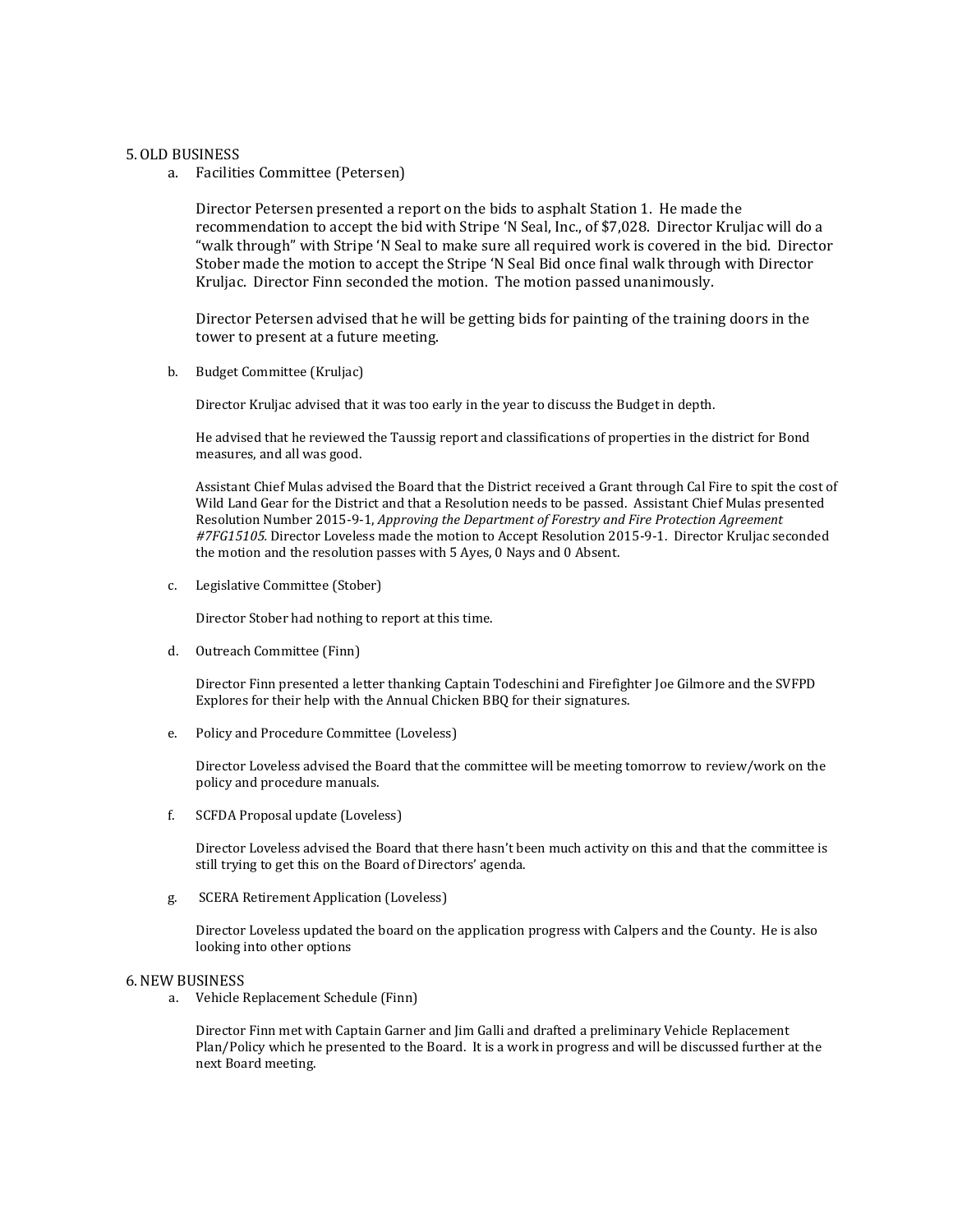## 5. OLD BUSINESS

a. Facilities Committee (Petersen)

Director Petersen presented a report on the bids to asphalt Station 1. He made the recommendation to accept the bid with Stripe 'N Seal, Inc., of $7,028. Director Kruljac will do a "walk through" with Stripe 'N Seal to make sure all required work is covered in the bid. Director Stober made the motion to accept the Stripe 'N Seal Bid once final walk through with Director Kruljac. Director Finn seconded the motion. The motion passed unanimously.

Director Petersen advised that he will be getting bids for painting of the training doors in the tower to present at a future meeting.

b. Budget Committee (Kruljac)

Director Kruljac advised that it was too early in the year to discuss the Budget in depth.

He advised that he reviewed the Taussig report and classifications of properties in the district for Bond measures, and all was good.

Assistant Chief Mulas advised the Board that the District received a Grant through Cal Fire to spit the cost of Wild Land Gear for the District and that a Resolution needs to be passed. Assistant Chief Mulas presented Resolution Number 2015-9-1, *Approving the Department of Forestry and Fire Protection Agreement #7FG15105.* Director Loveless made the motion to Accept Resolution 2015-9-1. Director Kruljac seconded the motion and the resolution passes with 5 Ayes, 0 Nays and 0 Absent.

c. Legislative Committee (Stober)

Director Stober had nothing to report at this time.

d. Outreach Committee (Finn)

Director Finn presented a letter thanking Captain Todeschini and Firefighter Joe Gilmore and the SVFPD Explores for their help with the Annual Chicken BBQ for their signatures.

e. Policy and Procedure Committee (Loveless)

Director Loveless advised the Board that the committee will be meeting tomorrow to review/work on the policy and procedure manuals.

f. SCFDA Proposal update (Loveless)

Director Loveless advised the Board that there hasn't been much activity on this and that the committee is still trying to get this on the Board of Directors' agenda.

g. SCERA Retirement Application (Loveless)

Director Loveless updated the board on the application progress with Calpers and the County. He is also looking into other options

## 6. NEW BUSINESS

a. Vehicle Replacement Schedule (Finn)

Director Finn met with Captain Garner and Jim Galli and drafted a preliminary Vehicle Replacement Plan/Policy which he presented to the Board. It is a work in progress and will be discussed further at the next Board meeting.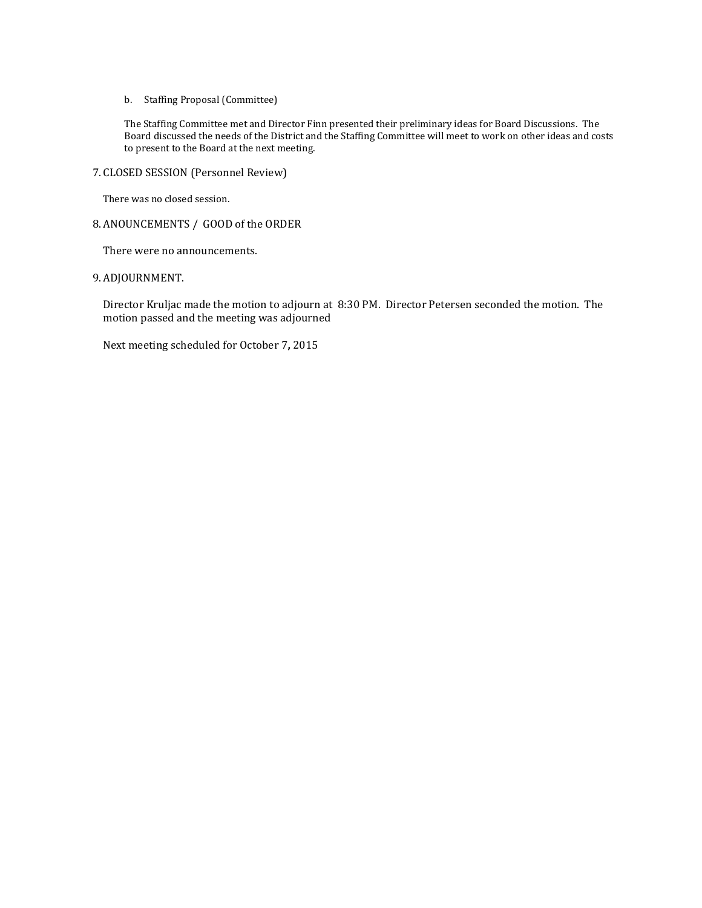b. Staffing Proposal (Committee)

The Staffing Committee met and Director Finn presented their preliminary ideas for Board Discussions. The Board discussed the needs of the District and the Staffing Committee will meet to work on other ideas and costs to present to the Board at the next meeting.

## 7. CLOSED SESSION (Personnel Review)

There was no closed session.

## 8. ANOUNCEMENTS / GOOD of the ORDER

There were no announcements.

## 9. ADJOURNMENT.

Director Kruljac made the motion to adjourn at 8:30 PM. Director Petersen seconded the motion. The motion passed and the meeting was adjourned

Next meeting scheduled for October 7, 2015